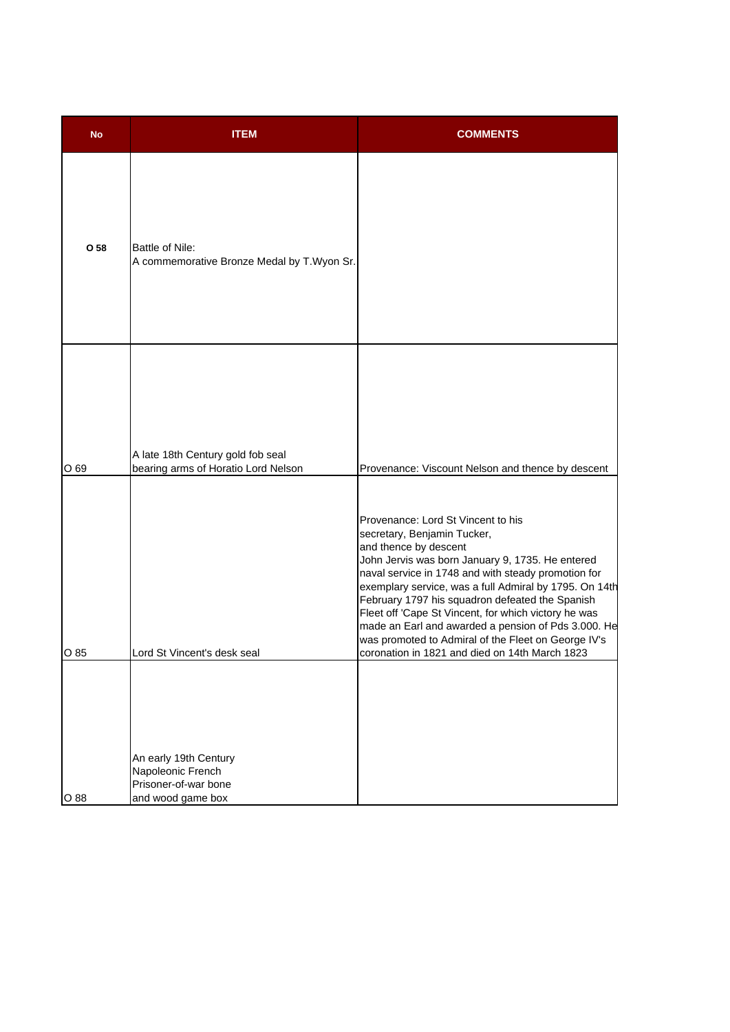| No | ITEM | COMMENTS |
|---|---|---|
| **O 58** | Battle of Nile:<br>A commemorative Bronze Medal by T.Wyon Sr. | |
| O 69 | A late 18th Century gold fob seal bearing arms of Horatio Lord Nelson | Provenance: Viscount Nelson and thence by descent |
| O 85 | Lord St Vincent's desk seal | Provenance: Lord St Vincent to his secretary, Benjamin Tucker, and thence by descent<br>John Jervis was born January 9, 1735. He entered naval service in 1748 and with steady promotion for exemplary service, was a full Admiral by 1795. On 14th February 1797 his squadron defeated the Spanish Fleet off 'Cape St Vincent, for which victory he was made an Earl and awarded a pension of Pds 3.000. He was promoted to Admiral of the Fleet on George IV's coronation in 1821 and died on 14th March 1823 |
| O 88 | An early 19th Century Napoleonic French Prisoner-of-war bone and wood game box | |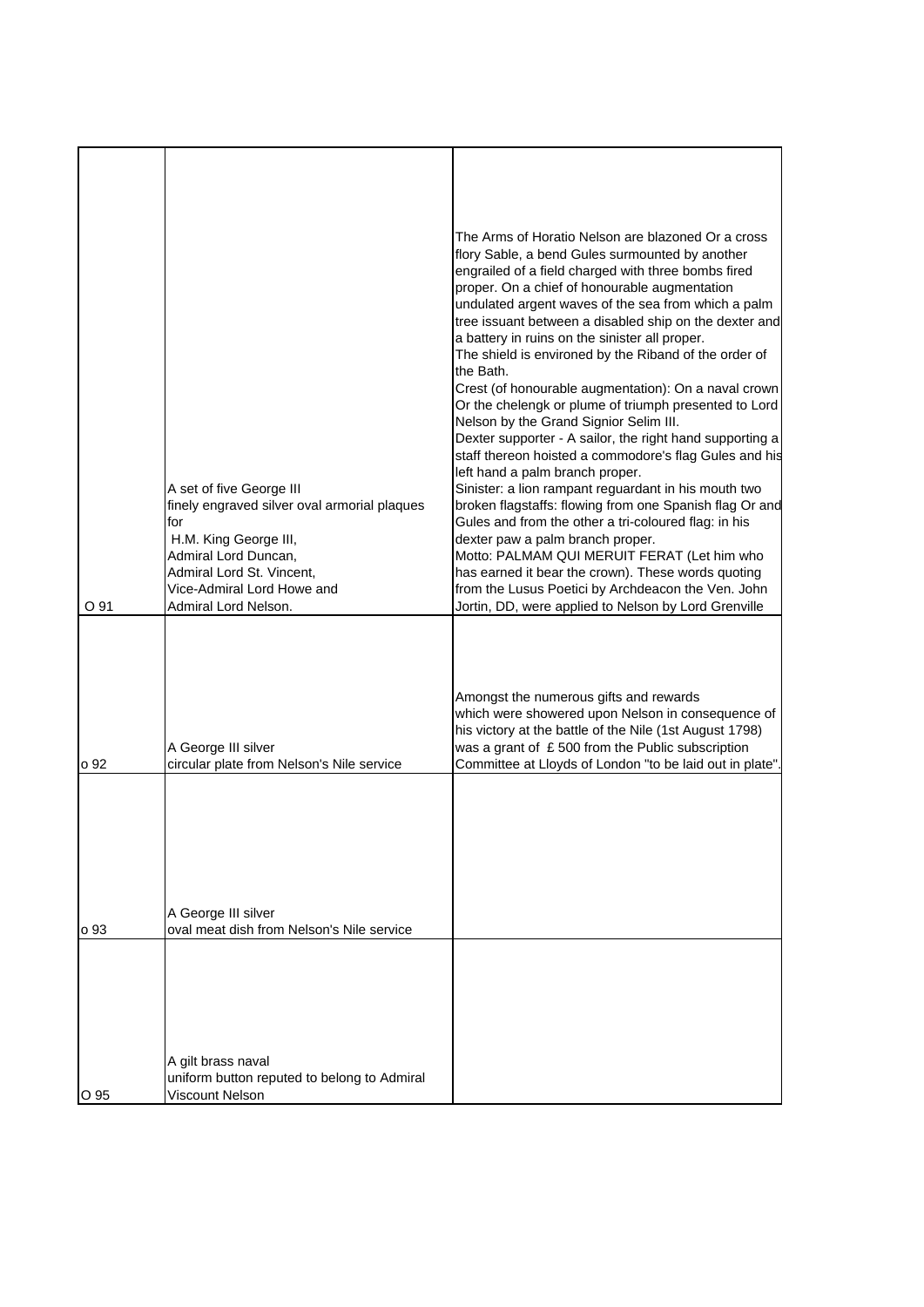| | | |
|---|---|---|
| O 91 | A set of five George III finely engraved silver oval armorial plaques for H.M. King George III, Admiral Lord Duncan, Admiral Lord St. Vincent, Vice-Admiral Lord Howe and Admiral Lord Nelson. | The Arms of Horatio Nelson are blazoned Or a cross flory Sable, a bend Gules surmounted by another engrailed of a field charged with three bombs fired proper. On a chief of honourable augmentation undulated argent waves of the sea from which a palm tree issuant between a disabled ship on the dexter and a battery in ruins on the sinister all proper. The shield is environed by the Riband of the order of the Bath. Crest (of honourable augmentation): On a naval crown Or the chelengk or plume of triumph presented to Lord Nelson by the Grand Signior Selim III. Dexter supporter - A sailor, the right hand supporting a staff thereon hoisted a commodore's flag Gules and his left hand a palm branch proper. Sinister: a lion rampant reguardant in his mouth two broken flagstaffs: flowing from one Spanish flag Or and Gules and from the other a tri-coloured flag: in his dexter paw a palm branch proper. Motto: PALMAM QUI MERUIT FERAT (Let him who has earned it bear the crown). These words quoting from the Lusus Poetici by Archdeacon the Ven. John Jortin, DD, were applied to Nelson by Lord Grenville |
| o 92 | A George III silver circular plate from Nelson's Nile service | Amongst the numerous gifts and rewards which were showered upon Nelson in consequence of his victory at the battle of the Nile (1st August 1798) was a grant of £ 500 from the Public subscription Committee at Lloyds of London "to be laid out in plate". |
| o 93 | A George III silver oval meat dish from Nelson's Nile service | |
| O 95 | A gilt brass naval uniform button reputed to belong to Admiral Viscount Nelson | |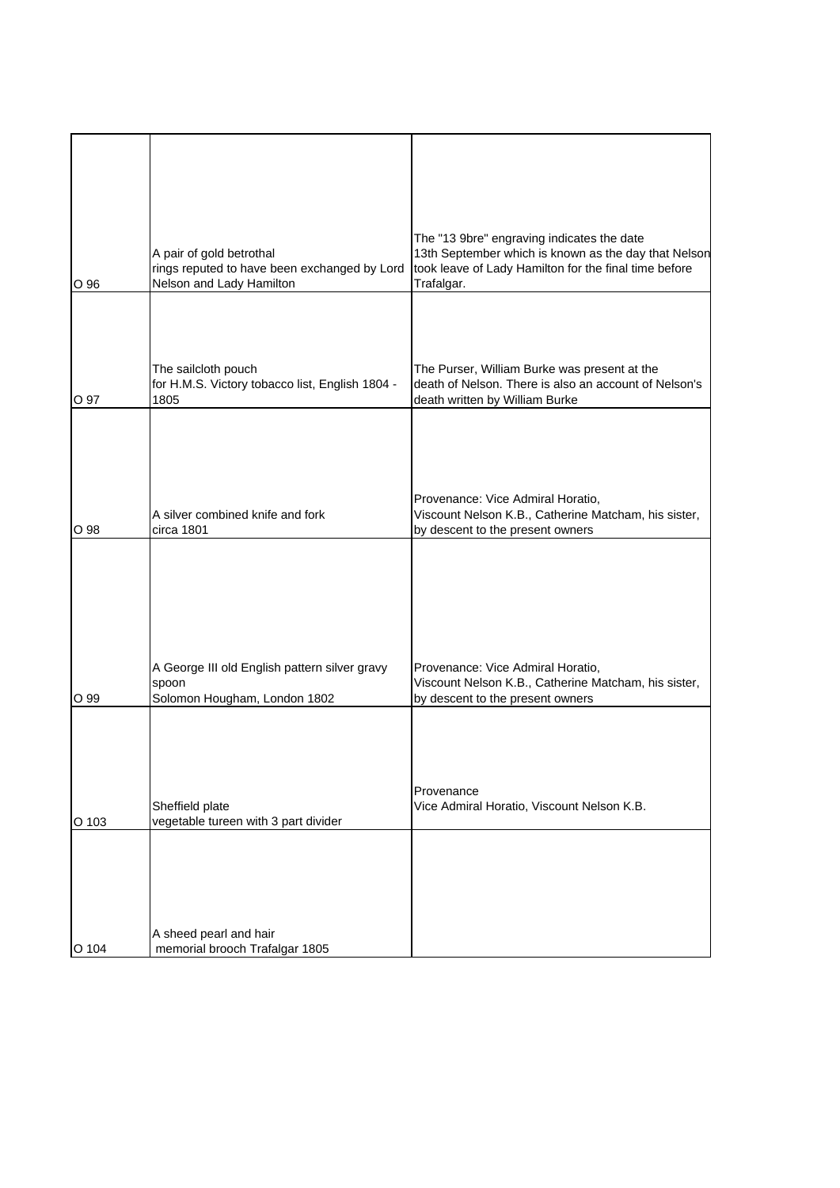| | | |
|---|---|---|
| O 96 | A pair of gold betrothal rings reputed to have been exchanged by Lord Nelson and Lady Hamilton | The "13 9bre" engraving indicates the date 13th September which is known as the day that Nelson took leave of Lady Hamilton for the final time before Trafalgar. |
| O 97 | The sailcloth pouch for H.M.S. Victory tobacco list, English 1804 - 1805 | The Purser, William Burke was present at the death of Nelson. There is also an account of Nelson's death written by William Burke |
| O 98 | A silver combined knife and fork circa 1801 | Provenance: Vice Admiral Horatio, Viscount Nelson K.B., Catherine Matcham, his sister, by descent to the present owners |
| O 99 | A George III old English pattern silver gravy spoon Solomon Hougham, London 1802 | Provenance: Vice Admiral Horatio, Viscount Nelson K.B., Catherine Matcham, his sister, by descent to the present owners |
| O 103 | Sheffield plate vegetable tureen with 3 part divider | Provenance Vice Admiral Horatio, Viscount Nelson K.B. |
| O 104 | A sheed pearl and hair memorial brooch Trafalgar 1805 | |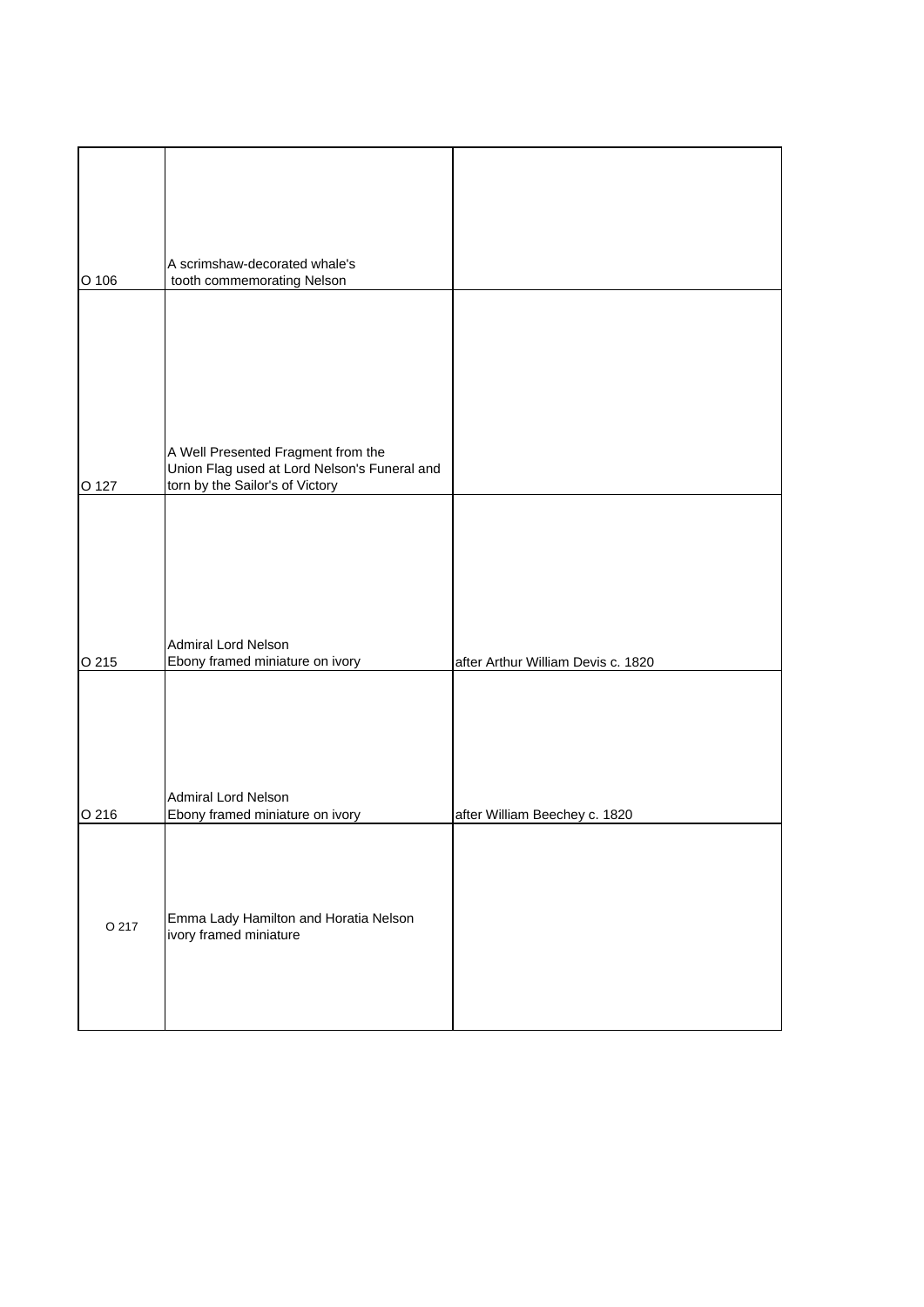| | | |
|---|---|---|
| O 106 | A scrimshaw-decorated whale's tooth commemorating Nelson | |
| O 127 | A Well Presented Fragment from the Union Flag used at Lord Nelson's Funeral and torn by the Sailor's of Victory | |
| O 215 | Admiral Lord Nelson<br>Ebony framed miniature on ivory | after Arthur William Devis c. 1820 |
| O 216 | Admiral Lord Nelson<br>Ebony framed miniature on ivory | after William Beechey c. 1820 |
| O 217 | Emma Lady Hamilton and Horatia Nelson<br>ivory framed miniature | |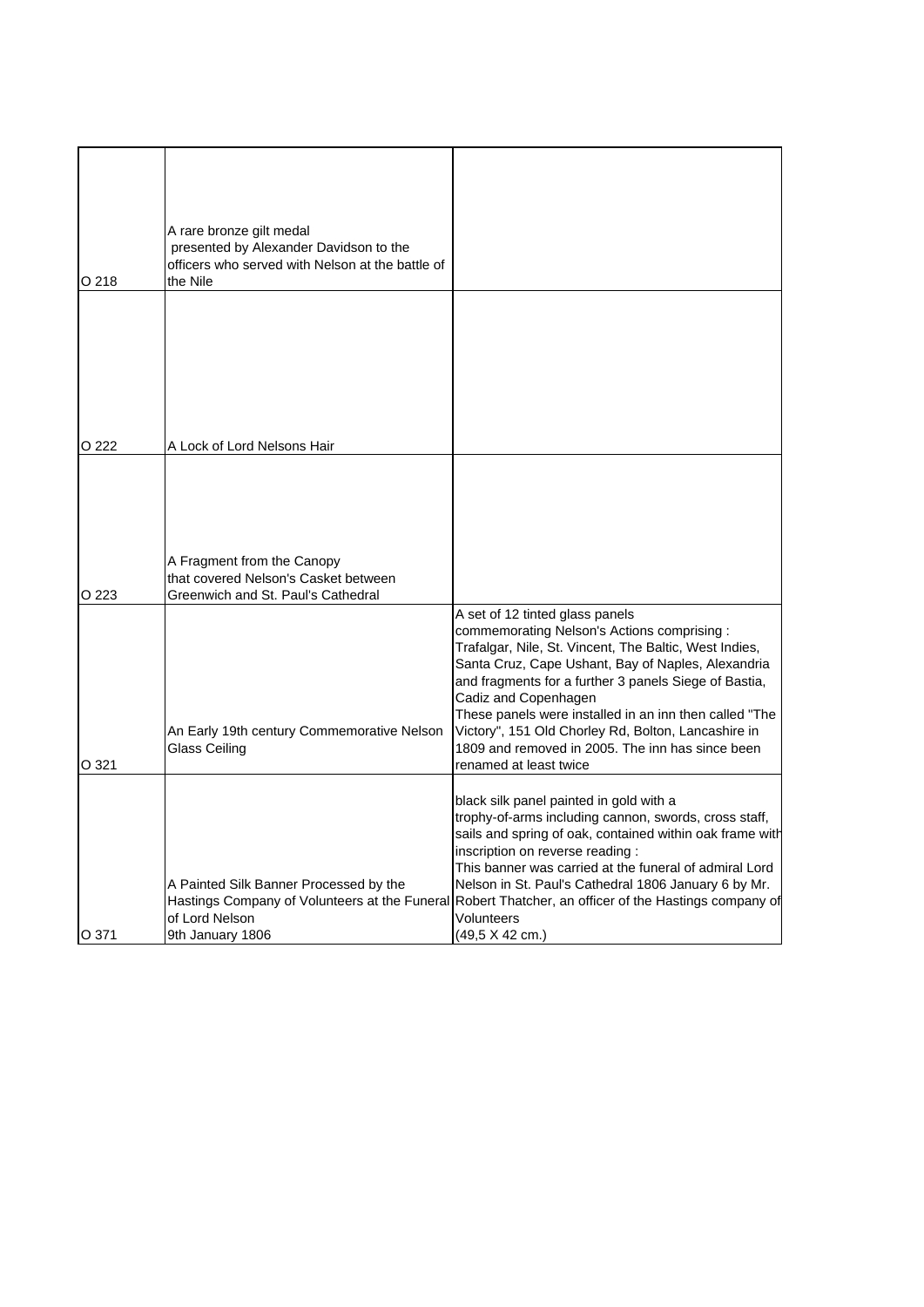| | | |
|---|---|---|
| O 218 | A rare bronze gilt medal presented by Alexander Davidson to the officers who served with Nelson at the battle of the Nile | |
| O 222 | A Lock of Lord Nelsons Hair | |
| O 223 | A Fragment from the Canopy that covered Nelson's Casket between Greenwich and St. Paul's Cathedral | |
| O 321 | An Early 19th century Commemorative Nelson Glass Ceiling | A set of 12 tinted glass panels commemorating Nelson's Actions comprising : Trafalgar, Nile, St. Vincent, The Baltic, West Indies, Santa Cruz, Cape Ushant, Bay of Naples, Alexandria and fragments for a further 3 panels Siege of Bastia, Cadiz and Copenhagen These panels were installed in an inn then called "The Victory", 151 Old Chorley Rd, Bolton, Lancashire in 1809 and removed in 2005. The inn has since been renamed at least twice |
| O 371 | A Painted Silk Banner Processed by the Hastings Company of Volunteers at the Funeral of Lord Nelson 9th January 1806 | black silk panel painted in gold with a trophy-of-arms including cannon, swords, cross staff, sails and spring of oak, contained within oak frame with inscription on reverse reading : This banner was carried at the funeral of admiral Lord Nelson in St. Paul's Cathedral 1806 January 6 by Mr. Robert Thatcher, an officer of the Hastings company of Volunteers (49,5 X 42 cm.) |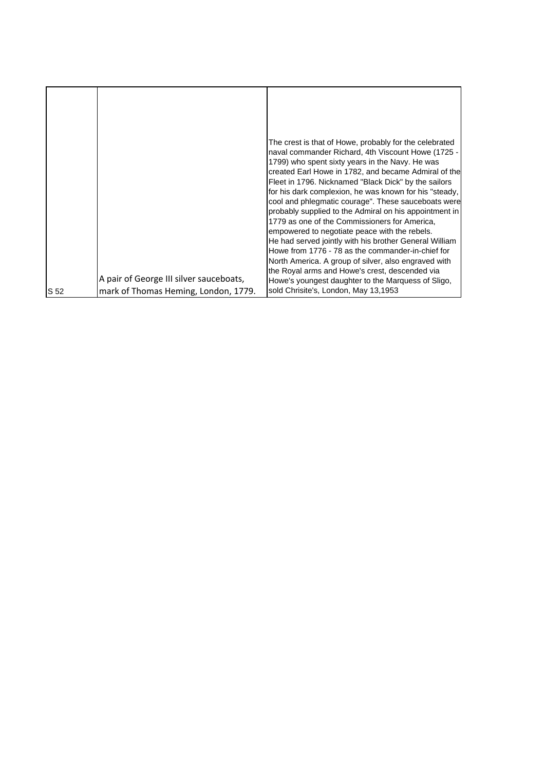| S 52 | A pair of George III silver sauceboats, mark of Thomas Heming, London, 1779. | The crest is that of Howe, probably for the celebrated naval commander Richard, 4th Viscount Howe (1725 - 1799) who spent sixty years in the Navy. He was created Earl Howe in 1782, and became Admiral of the Fleet in 1796. Nicknamed "Black Dick" by the sailors for his dark complexion, he was known for his "steady, cool and phlegmatic courage". These sauceboats were probably supplied to the Admiral on his appointment in 1779 as one of the Commissioners for America, empowered to negotiate peace with the rebels. He had served jointly with his brother General William Howe from 1776 - 78 as the commander-in-chief for North America. A group of silver, also engraved with the Royal arms and Howe's crest, descended via Howe's youngest daughter to the Marquess of Sligo, sold Chrisite's, London, May 13,1953 |
|---|---|---|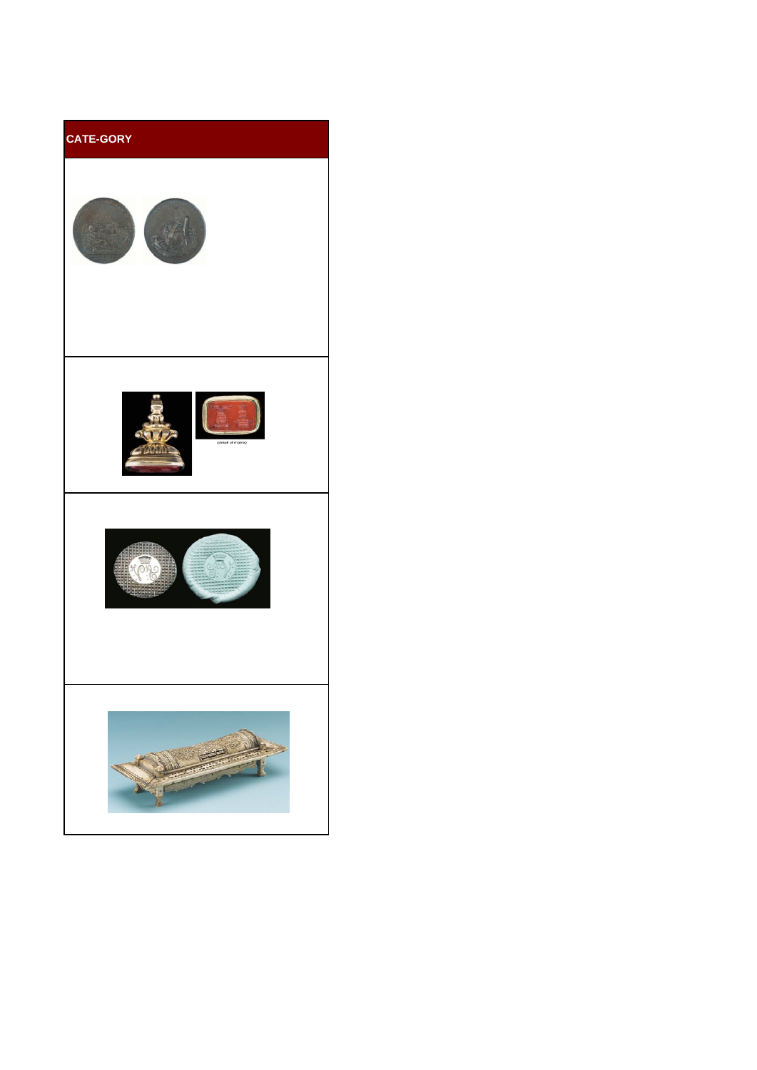| CATE-GORY |
| --- |
| |
| (detail of matrix) |
| |
| |